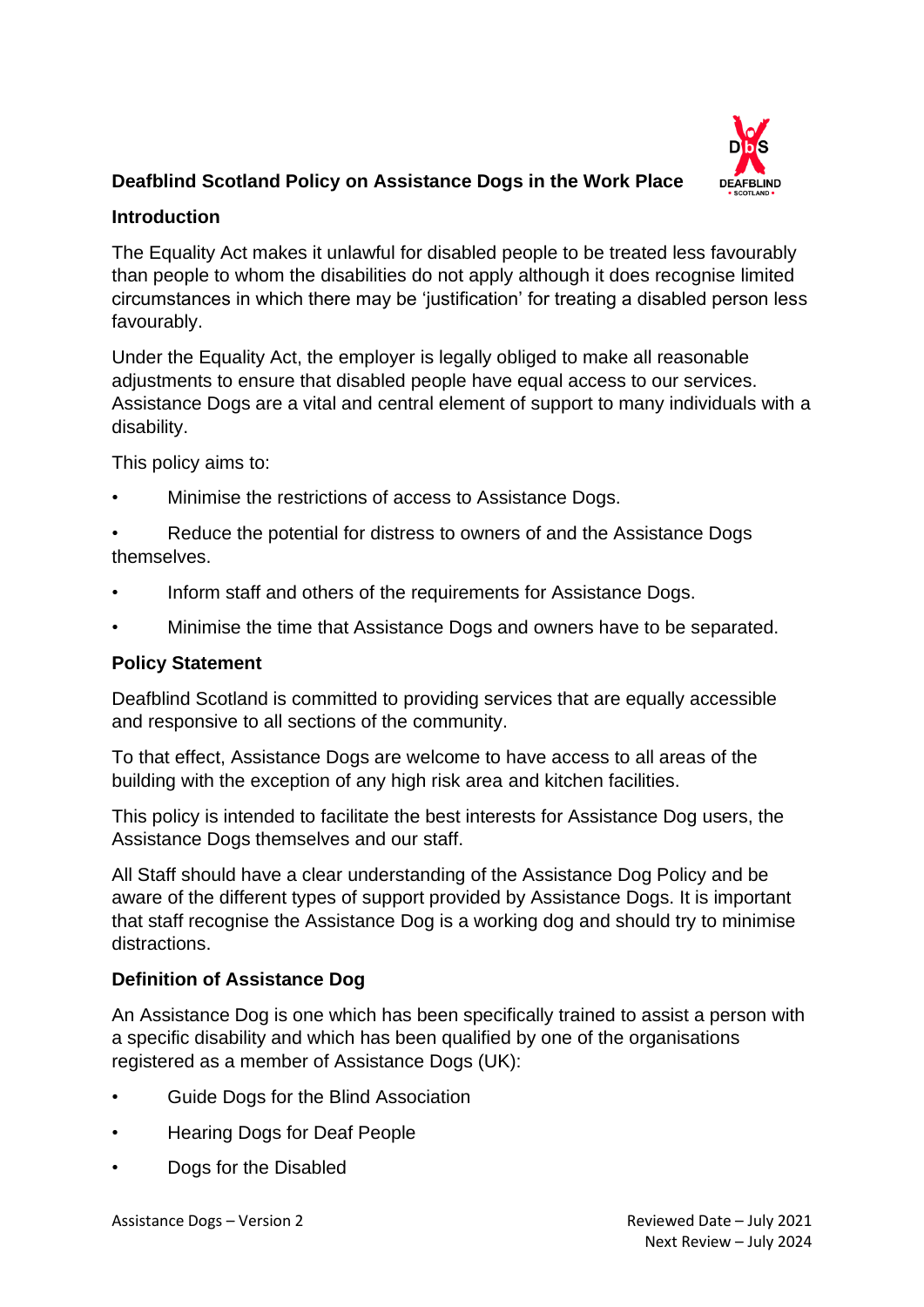# Deafblind Scotland Policy on Assistance Dogs in the Work Place

## Introduction

The Equality Act makes it unlawful for disabled people to be treated less favourably than people to whom the disabilities do not apply although it does recognise limited circumstances in which there may be 'justification' for treating a disabled person less favourably.

Under the Equality Act, the employer is legally obliged to make all reasonable adjustments to ensure that disabled people have equal access to our services. Assistance Dogs are a vital and central element of support to many individuals with a disability.

This policy aims to:

- Minimise the restrictions of access to Assistance Dogs.
- Reduce the potential for distress to owners of and the Assistance Dogs themselves.
- Inform staff and others of the requirements for Assistance Dogs.
- Minimise the time that Assistance Dogs and owners have to be separated.

## Policy Statement

Deafblind Scotland is committed to providing services that are equally accessible and responsive to all sections of the community.

To that effect, Assistance Dogs are welcome to have access to all areas of the building with the exception of any high risk area and kitchen facilities.

This policy is intended to facilitate the best interests for Assistance Dog users, the Assistance Dogs themselves and our staff.

All Staff should have a clear understanding of the Assistance Dog Policy and be aware of the different types of support provided by Assistance Dogs. It is important that staff recognise the Assistance Dog is a working dog and should try to minimise distractions.

## Definition of Assistance Dog

An Assistance Dog is one which has been specifically trained to assist a person with a specific disability and which has been qualified by one of the organisations registered as a member of Assistance Dogs (UK):

- Guide Dogs for the Blind Association
- Hearing Dogs for Deaf People
- Dogs for the Disabled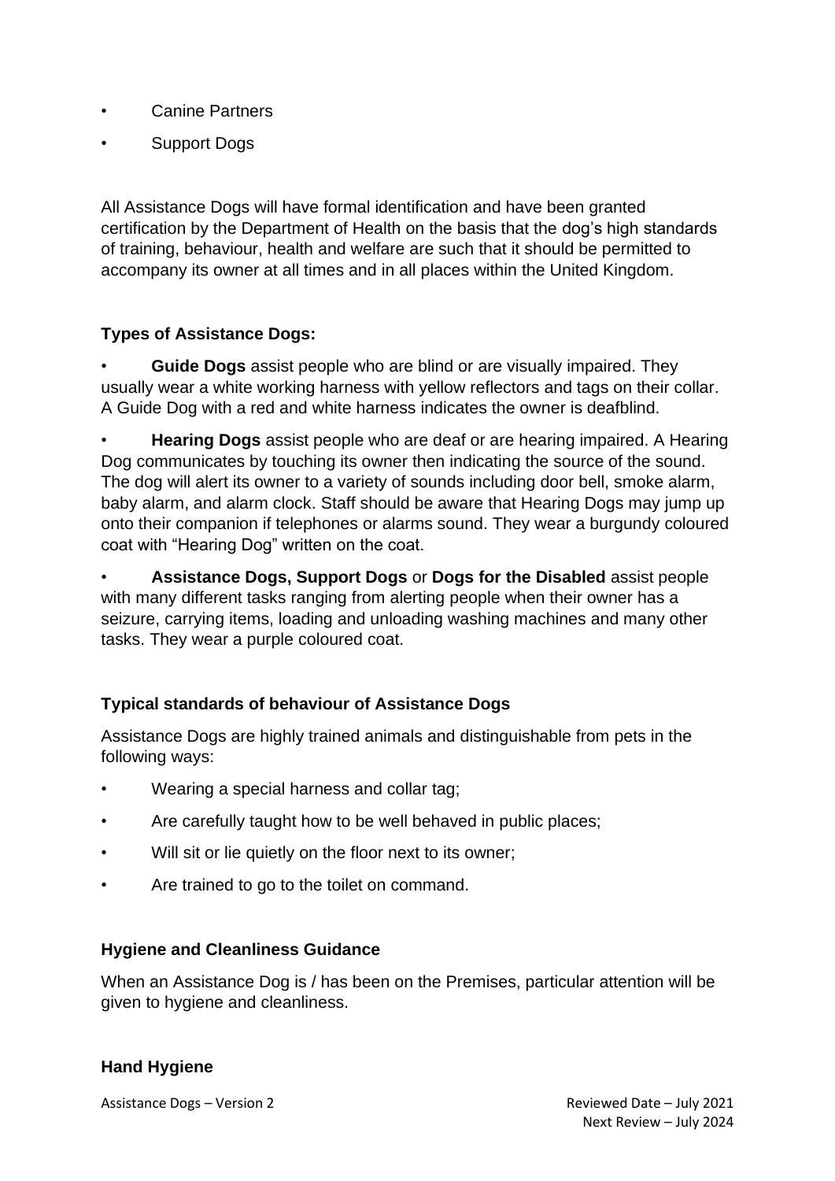- Canine Partners
- Support Dogs

All Assistance Dogs will have formal identification and have been granted certification by the Department of Health on the basis that the dog's high standards of training, behaviour, health and welfare are such that it should be permitted to accompany its owner at all times and in all places within the United Kingdom.

### Types of Assistance Dogs:

- **Guide Dogs** assist people who are blind or are visually impaired. They usually wear a white working harness with yellow reflectors and tags on their collar. A Guide Dog with a red and white harness indicates the owner is deafblind.
- **Hearing Dogs** assist people who are deaf or are hearing impaired. A Hearing Dog communicates by touching its owner then indicating the source of the sound. The dog will alert its owner to a variety of sounds including door bell, smoke alarm, baby alarm, and alarm clock. Staff should be aware that Hearing Dogs may jump up onto their companion if telephones or alarms sound. They wear a burgundy coloured coat with "Hearing Dog" written on the coat.
- **Assistance Dogs, Support Dogs** or **Dogs for the Disabled** assist people with many different tasks ranging from alerting people when their owner has a seizure, carrying items, loading and unloading washing machines and many other tasks. They wear a purple coloured coat.

### Typical standards of behaviour of Assistance Dogs

Assistance Dogs are highly trained animals and distinguishable from pets in the following ways:

- Wearing a special harness and collar tag;
- Are carefully taught how to be well behaved in public places;
- Will sit or lie quietly on the floor next to its owner;
- Are trained to go to the toilet on command.

### Hygiene and Cleanliness Guidance

When an Assistance Dog is / has been on the Premises, particular attention will be given to hygiene and cleanliness.

### Hand Hygiene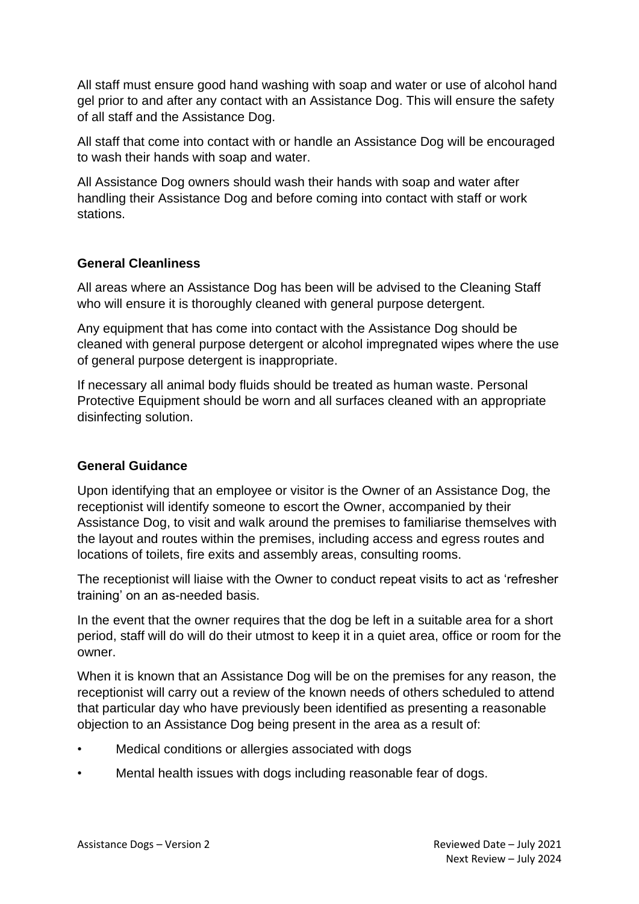All staff must ensure good hand washing with soap and water or use of alcohol hand gel prior to and after any contact with an Assistance Dog. This will ensure the safety of all staff and the Assistance Dog.

All staff that come into contact with or handle an Assistance Dog will be encouraged to wash their hands with soap and water.

All Assistance Dog owners should wash their hands with soap and water after handling their Assistance Dog and before coming into contact with staff or work stations.

**General Cleanliness**

All areas where an Assistance Dog has been will be advised to the Cleaning Staff who will ensure it is thoroughly cleaned with general purpose detergent.

Any equipment that has come into contact with the Assistance Dog should be cleaned with general purpose detergent or alcohol impregnated wipes where the use of general purpose detergent is inappropriate.

If necessary all animal body fluids should be treated as human waste. Personal Protective Equipment should be worn and all surfaces cleaned with an appropriate disinfecting solution.

**General Guidance**

Upon identifying that an employee or visitor is the Owner of an Assistance Dog, the receptionist will identify someone to escort the Owner, accompanied by their Assistance Dog, to visit and walk around the premises to familiarise themselves with the layout and routes within the premises, including access and egress routes and locations of toilets, fire exits and assembly areas, consulting rooms.

The receptionist will liaise with the Owner to conduct repeat visits to act as 'refresher training' on an as-needed basis.

In the event that the owner requires that the dog be left in a suitable area for a short period, staff will do will do their utmost to keep it in a quiet area, office or room for the owner.

When it is known that an Assistance Dog will be on the premises for any reason, the receptionist will carry out a review of the known needs of others scheduled to attend that particular day who have previously been identified as presenting a reasonable objection to an Assistance Dog being present in the area as a result of:

- Medical conditions or allergies associated with dogs
- Mental health issues with dogs including reasonable fear of dogs.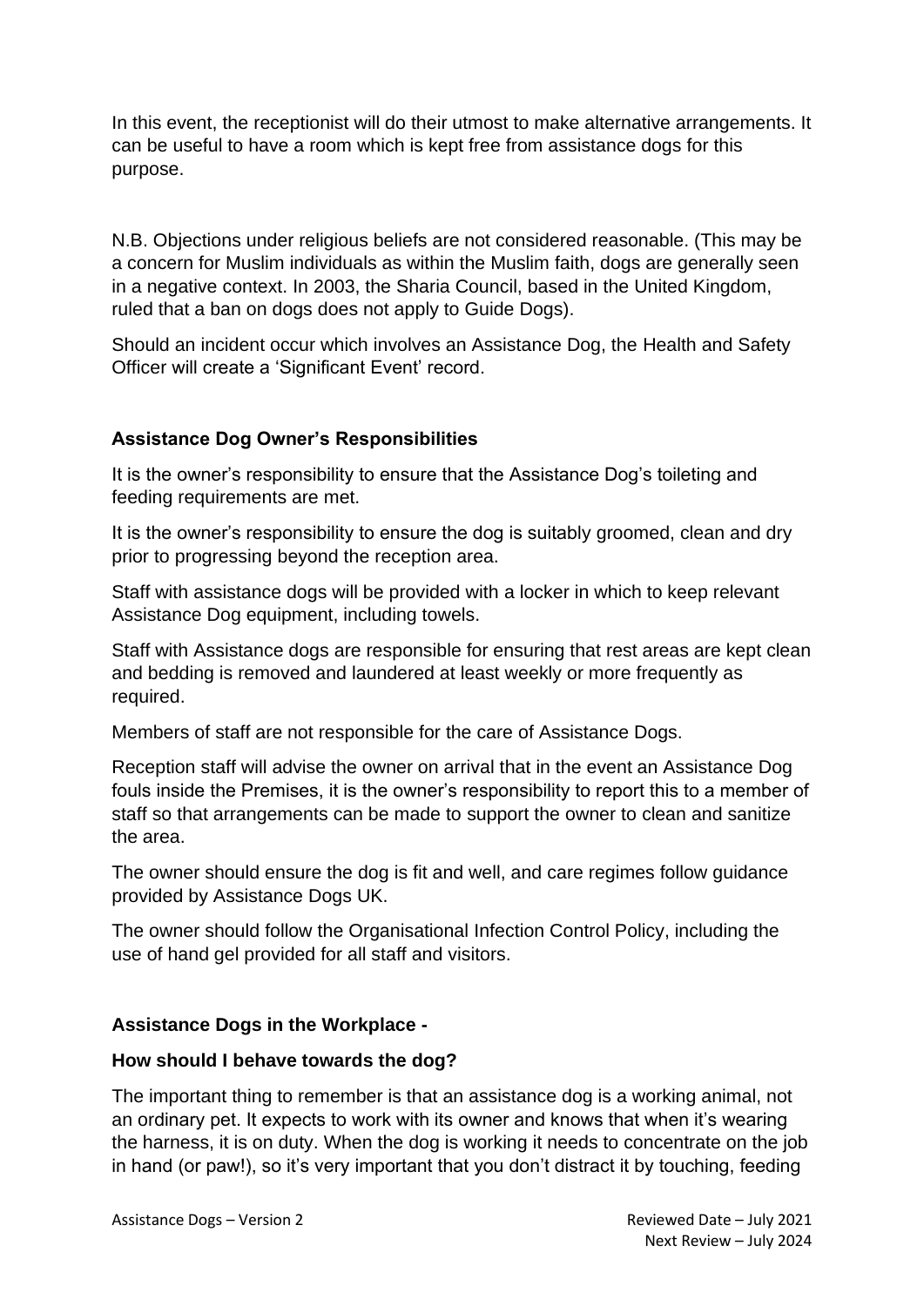In this event, the receptionist will do their utmost to make alternative arrangements. It can be useful to have a room which is kept free from assistance dogs for this purpose.

N.B. Objections under religious beliefs are not considered reasonable. (This may be a concern for Muslim individuals as within the Muslim faith, dogs are generally seen in a negative context. In 2003, the Sharia Council, based in the United Kingdom, ruled that a ban on dogs does not apply to Guide Dogs).

Should an incident occur which involves an Assistance Dog, the Health and Safety Officer will create a 'Significant Event' record.

**Assistance Dog Owner's Responsibilities**

It is the owner's responsibility to ensure that the Assistance Dog's toileting and feeding requirements are met.

It is the owner's responsibility to ensure the dog is suitably groomed, clean and dry prior to progressing beyond the reception area.

Staff with assistance dogs will be provided with a locker in which to keep relevant Assistance Dog equipment, including towels.

Staff with Assistance dogs are responsible for ensuring that rest areas are kept clean and bedding is removed and laundered at least weekly or more frequently as required.

Members of staff are not responsible for the care of Assistance Dogs.

Reception staff will advise the owner on arrival that in the event an Assistance Dog fouls inside the Premises, it is the owner's responsibility to report this to a member of staff so that arrangements can be made to support the owner to clean and sanitize the area.

The owner should ensure the dog is fit and well, and care regimes follow guidance provided by Assistance Dogs UK.

The owner should follow the Organisational Infection Control Policy, including the use of hand gel provided for all staff and visitors.

**Assistance Dogs in the Workplace -**

**How should I behave towards the dog?**

The important thing to remember is that an assistance dog is a working animal, not an ordinary pet. It expects to work with its owner and knows that when it's wearing the harness, it is on duty. When the dog is working it needs to concentrate on the job in hand (or paw!), so it's very important that you don't distract it by touching, feeding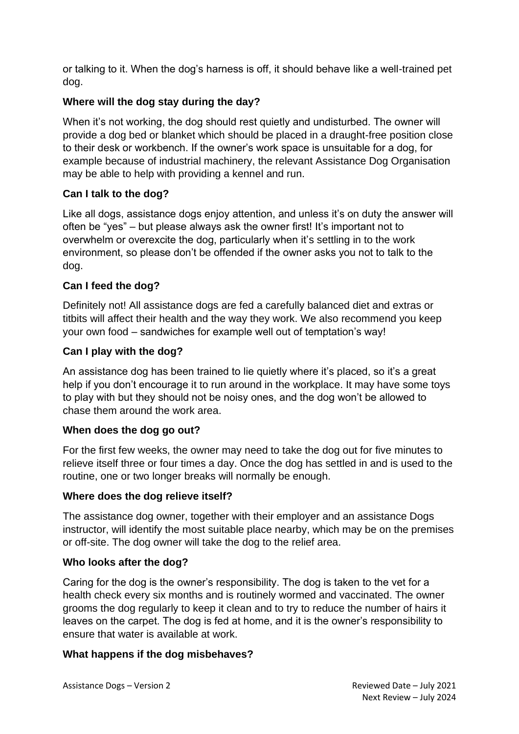or talking to it. When the dog's harness is off, it should behave like a well-trained pet dog.

**Where will the dog stay during the day?**

When it's not working, the dog should rest quietly and undisturbed. The owner will provide a dog bed or blanket which should be placed in a draught-free position close to their desk or workbench. If the owner's work space is unsuitable for a dog, for example because of industrial machinery, the relevant Assistance Dog Organisation may be able to help with providing a kennel and run.

**Can I talk to the dog?**

Like all dogs, assistance dogs enjoy attention, and unless it's on duty the answer will often be "yes" – but please always ask the owner first! It's important not to overwhelm or overexcite the dog, particularly when it's settling in to the work environment, so please don't be offended if the owner asks you not to talk to the dog.

**Can I feed the dog?**

Definitely not! All assistance dogs are fed a carefully balanced diet and extras or titbits will affect their health and the way they work. We also recommend you keep your own food – sandwiches for example well out of temptation's way!

**Can I play with the dog?**

An assistance dog has been trained to lie quietly where it's placed, so it's a great help if you don't encourage it to run around in the workplace. It may have some toys to play with but they should not be noisy ones, and the dog won't be allowed to chase them around the work area.

**When does the dog go out?**

For the first few weeks, the owner may need to take the dog out for five minutes to relieve itself three or four times a day. Once the dog has settled in and is used to the routine, one or two longer breaks will normally be enough.

**Where does the dog relieve itself?**

The assistance dog owner, together with their employer and an assistance Dogs instructor, will identify the most suitable place nearby, which may be on the premises or off-site. The dog owner will take the dog to the relief area.

**Who looks after the dog?**

Caring for the dog is the owner's responsibility. The dog is taken to the vet for a health check every six months and is routinely wormed and vaccinated. The owner grooms the dog regularly to keep it clean and to try to reduce the number of hairs it leaves on the carpet. The dog is fed at home, and it is the owner's responsibility to ensure that water is available at work.

**What happens if the dog misbehaves?**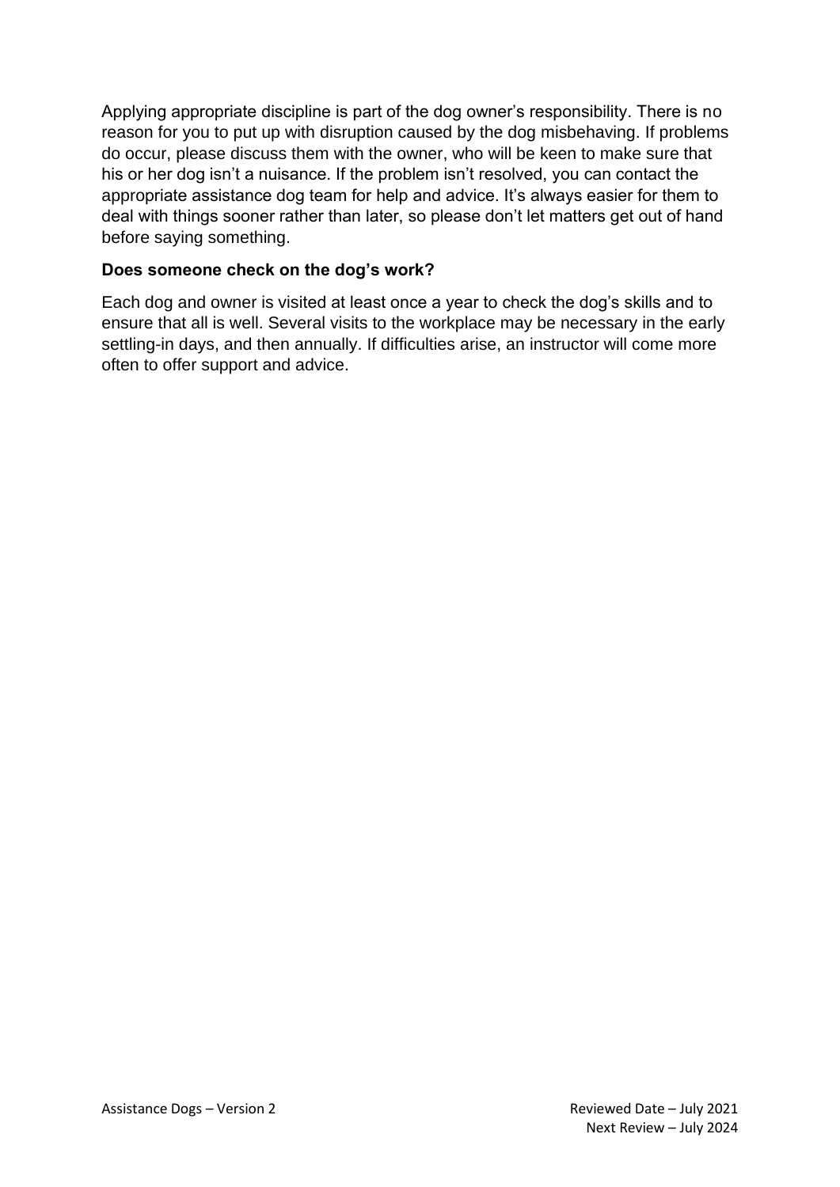Applying appropriate discipline is part of the dog owner's responsibility. There is no reason for you to put up with disruption caused by the dog misbehaving. If problems do occur, please discuss them with the owner, who will be keen to make sure that his or her dog isn't a nuisance. If the problem isn't resolved, you can contact the appropriate assistance dog team for help and advice. It's always easier for them to deal with things sooner rather than later, so please don't let matters get out of hand before saying something.

**Does someone check on the dog's work?**

Each dog and owner is visited at least once a year to check the dog's skills and to ensure that all is well. Several visits to the workplace may be necessary in the early settling-in days, and then annually. If difficulties arise, an instructor will come more often to offer support and advice.